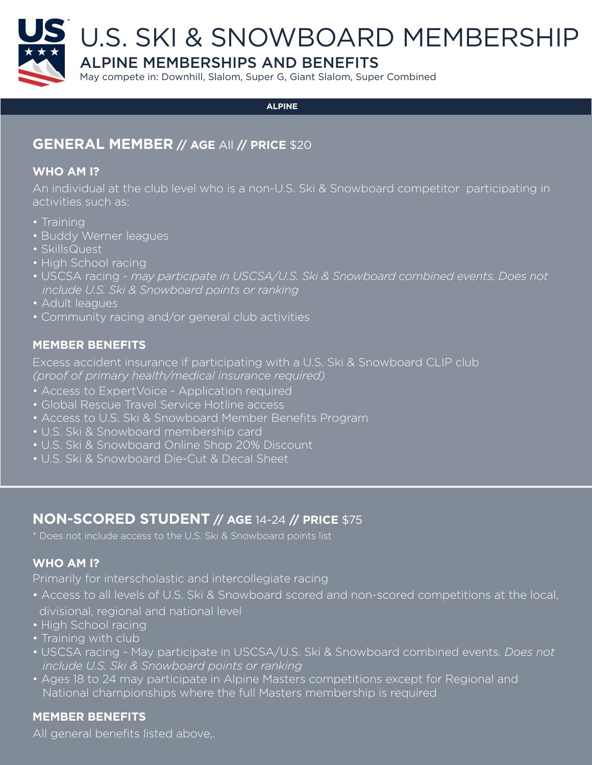# U.S. SKI & SNOWBOARD MEMBERSHIP

## ALPINE MEMBERSHIPS AND BENEFITS

May compete in: Downhill, Slalom, Super G, Giant Slalom, Super Combined

**ALPINE**

## GENERAL MEMBER // AGE All // PRICE $20

### WHO AM I?

An individual at the club level who is a non-U.S. Ski & Snowboard competitor participating in activities such as:

- Training
- Buddy Werner leagues
- SkillsQuest
- High School racing
- USCSA racing - *may participate in USCSA/U.S. Ski & Snowboard combined events. Does not include U.S. Ski & Snowboard points or ranking*
- Adult leagues
- Community racing and/or general club activities

### MEMBER BENEFITS

Excess accident insurance if participating with a U.S. Ski & Snowboard CLIP club *(proof of primary health/medical insurance required)*

- Access to ExpertVoice - Application required
- Global Rescue Travel Service Hotline access
- Access to U.S. Ski & Snowboard Member Benefits Program
- U.S. Ski & Snowboard membership card
- U.S. Ski & Snowboard Online Shop 20% Discount
- U.S. Ski & Snowboard Die-Cut & Decal Sheet

## NON-SCORED STUDENT // AGE 14-24 // PRICE $75

\* Does not include access to the U.S. Ski & Snowboard points list

### WHO AM I?

Primarily for interscholastic and intercollegiate racing

- Access to all levels of U.S. Ski & Snowboard scored and non-scored competitions at the local, divisional, regional and national level
- High School racing
- Training with club
- USCSA racing - May participate in USCSA/U.S. Ski & Snowboard combined events. *Does not include U.S. Ski & Snowboard points or ranking*
- Ages 18 to 24 may participate in Alpine Masters competitions except for Regional and National championships where the full Masters membership is required

### MEMBER BENEFITS

All general benefits listed above,.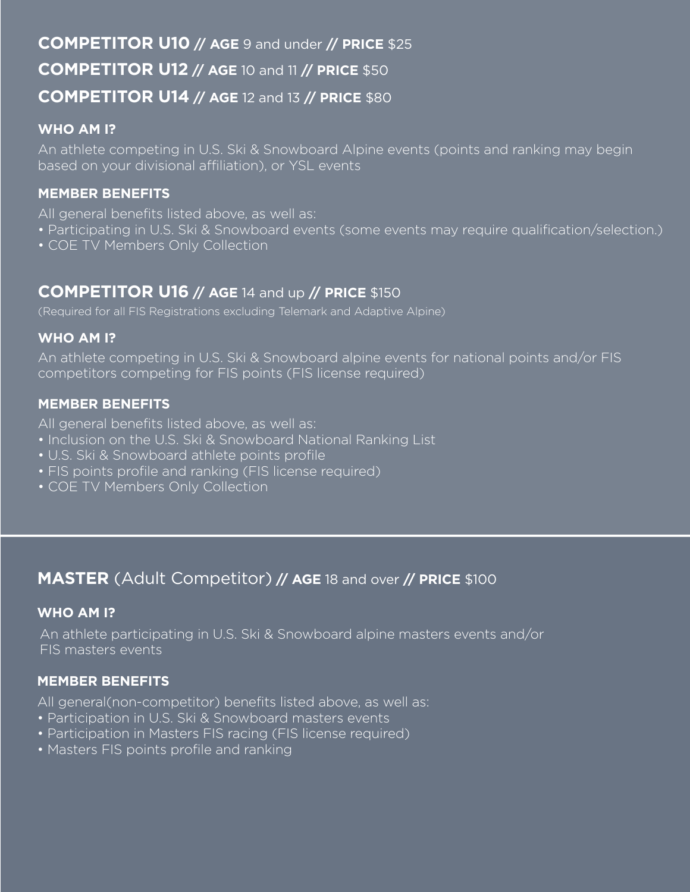## **COMPETITOR U10 // AGE** 9 and under **// PRICE** $25

## **COMPETITOR U12 // AGE** 10 and 11 **// PRICE** $50

## **COMPETITOR U14 // AGE** 12 and 13 **// PRICE** $80

### WHO AM I?

An athlete competing in U.S. Ski & Snowboard Alpine events (points and ranking may begin based on your divisional affiliation), or YSL events

### MEMBER BENEFITS

All general benefits listed above, as well as:

- Participating in U.S. Ski & Snowboard events (some events may require qualification/selection.)
- COE TV Members Only Collection

## **COMPETITOR U16 // AGE** 14 and up **// PRICE** $150

(Required for all FIS Registrations excluding Telemark and Adaptive Alpine)

### WHO AM I?

An athlete competing in U.S. Ski & Snowboard alpine events for national points and/or FIS competitors competing for FIS points (FIS license required)

### MEMBER BENEFITS

All general benefits listed above, as well as:

- Inclusion on the U.S. Ski & Snowboard National Ranking List
- U.S. Ski & Snowboard athlete points profile
- FIS points profile and ranking (FIS license required)
- COE TV Members Only Collection

## **MASTER** (Adult Competitor) **// AGE** 18 and over **// PRICE** $100

### WHO AM I?

An athlete participating in U.S. Ski & Snowboard alpine masters events and/or FIS masters events

### MEMBER BENEFITS

All general(non-competitor) benefits listed above, as well as:

- Participation in U.S. Ski & Snowboard masters events
- Participation in Masters FIS racing (FIS license required)
- Masters FIS points profile and ranking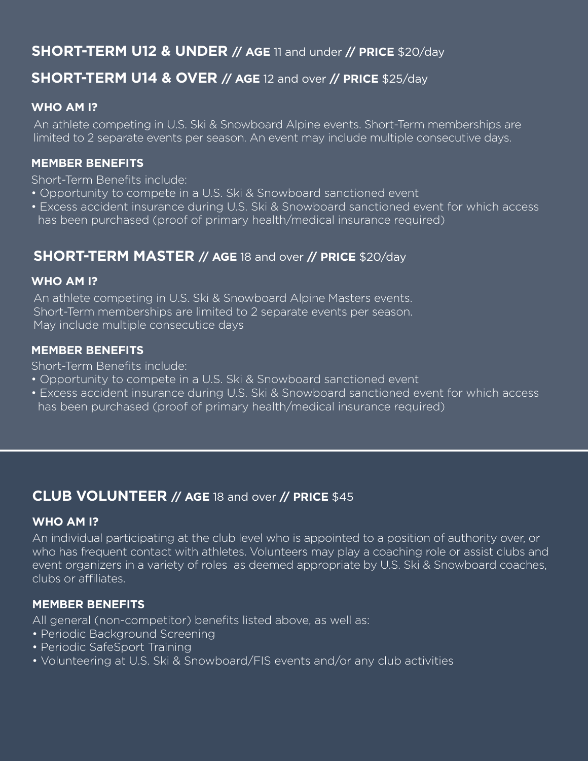## SHORT-TERM U12 & UNDER // AGE 11 and under // PRICE $20/day

## SHORT-TERM U14 & OVER // AGE 12 and over // PRICE $25/day

### WHO AM I?

An athlete competing in U.S. Ski & Snowboard Alpine events. Short-Term memberships are limited to 2 separate events per season. An event may include multiple consecutive days.

### MEMBER BENEFITS

Short-Term Benefits include:

- Opportunity to compete in a U.S. Ski & Snowboard sanctioned event
- Excess accident insurance during U.S. Ski & Snowboard sanctioned event for which access has been purchased (proof of primary health/medical insurance required)

## SHORT-TERM MASTER // AGE 18 and over // PRICE $20/day

### WHO AM I?

An athlete competing in U.S. Ski & Snowboard Alpine Masters events. Short-Term memberships are limited to 2 separate events per season. May include multiple consecutice days

### MEMBER BENEFITS

Short-Term Benefits include:

- Opportunity to compete in a U.S. Ski & Snowboard sanctioned event
- Excess accident insurance during U.S. Ski & Snowboard sanctioned event for which access has been purchased (proof of primary health/medical insurance required)

## CLUB VOLUNTEER // AGE 18 and over // PRICE $45

### WHO AM I?

An individual participating at the club level who is appointed to a position of authority over, or who has frequent contact with athletes. Volunteers may play a coaching role or assist clubs and event organizers in a variety of roles as deemed appropriate by U.S. Ski & Snowboard coaches, clubs or affiliates.

### MEMBER BENEFITS

All general (non-competitor) benefits listed above, as well as:

- Periodic Background Screening
- Periodic SafeSport Training
- Volunteering at U.S. Ski & Snowboard/FIS events and/or any club activities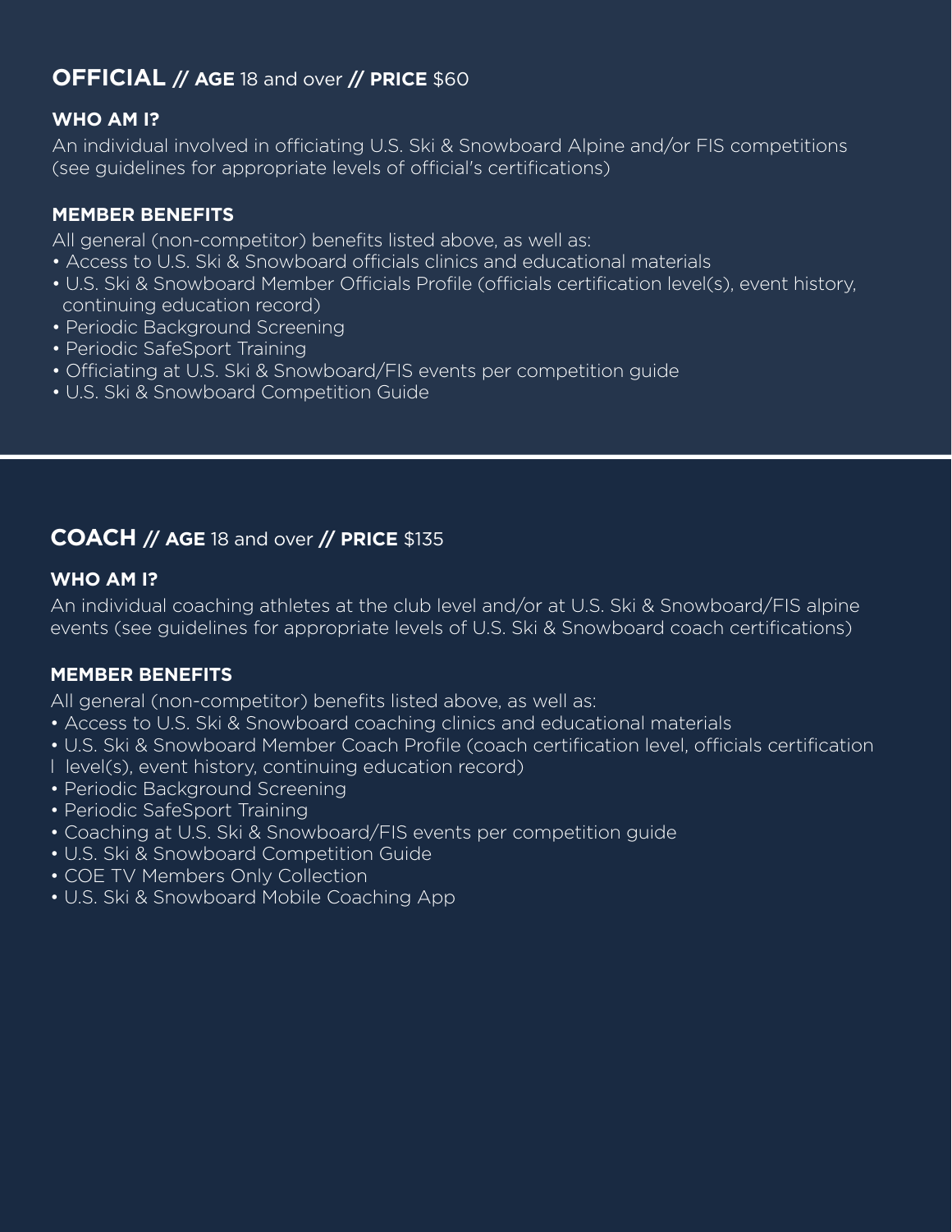## **OFFICIAL** // **AGE** 18 and over // **PRICE** $60

### WHO AM I?

An individual involved in officiating U.S. Ski & Snowboard Alpine and/or FIS competitions (see guidelines for appropriate levels of official's certifications)

### MEMBER BENEFITS

All general (non-competitor) benefits listed above, as well as:

- Access to U.S. Ski & Snowboard officials clinics and educational materials
- U.S. Ski & Snowboard Member Officials Profile (officials certification level(s), event history, continuing education record)
- Periodic Background Screening
- Periodic SafeSport Training
- Officiating at U.S. Ski & Snowboard/FIS events per competition guide
- U.S. Ski & Snowboard Competition Guide

## **COACH** // **AGE** 18 and over // **PRICE** $135

### WHO AM I?

An individual coaching athletes at the club level and/or at U.S. Ski & Snowboard/FIS alpine events (see guidelines for appropriate levels of U.S. Ski & Snowboard coach certifications)

### MEMBER BENEFITS

All general (non-competitor) benefits listed above, as well as:

- Access to U.S. Ski & Snowboard coaching clinics and educational materials
- U.S. Ski & Snowboard Member Coach Profile (coach certification level, officials certification level(s), event history, continuing education record)
- Periodic Background Screening
- Periodic SafeSport Training
- Coaching at U.S. Ski & Snowboard/FIS events per competition guide
- U.S. Ski & Snowboard Competition Guide
- COE TV Members Only Collection
- U.S. Ski & Snowboard Mobile Coaching App